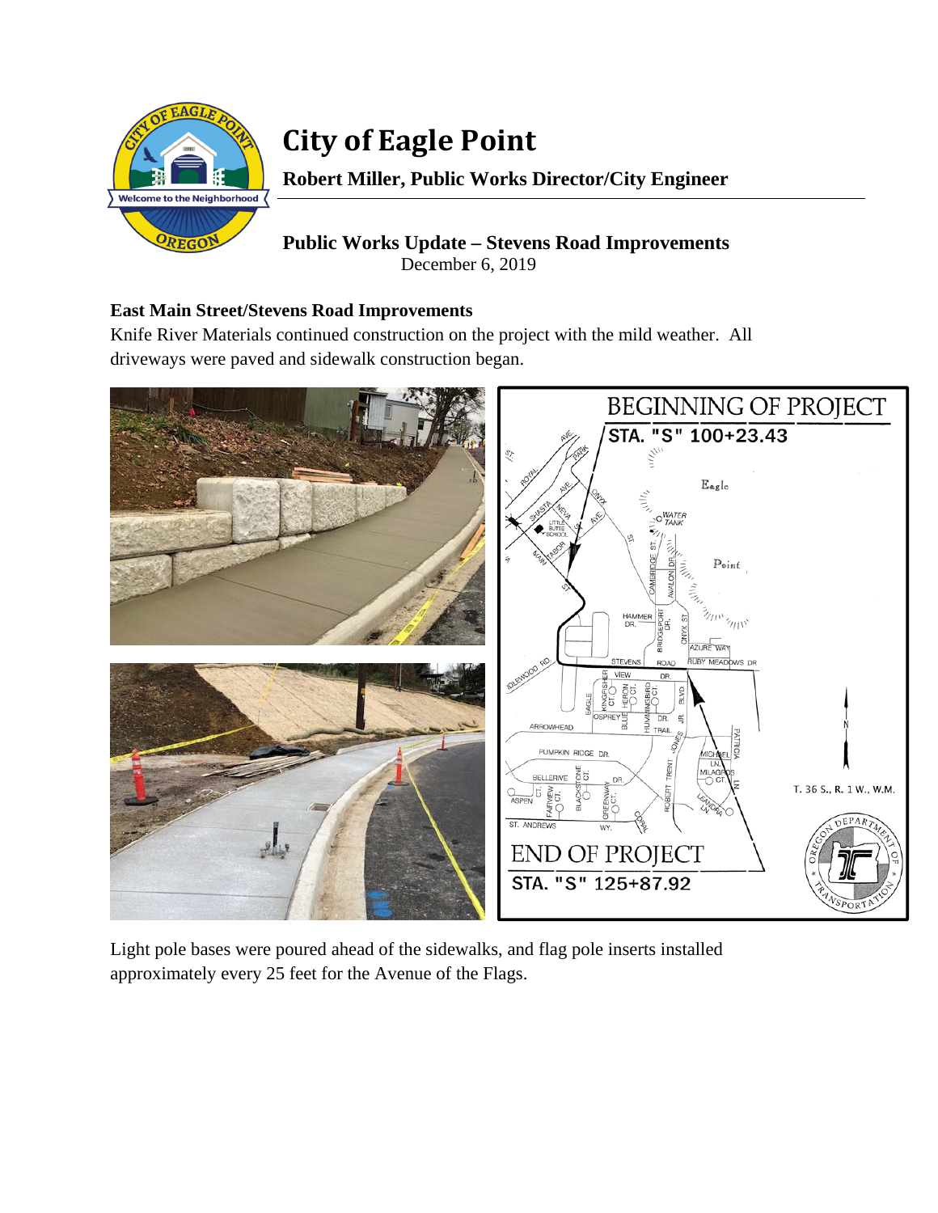# City of Eagle Point

**Robert Miller, Public Works Director/City Engineer**

## Public Works Update – Stevens Road Improvements

December 6, 2019

### East Main Street/Stevens Road Improvements

Knife River Materials continued construction on the project with the mild weather. All driveways were paved and sidewalk construction began.

Light pole bases were poured ahead of the sidewalks, and flag pole inserts installed approximately every 25 feet for the Avenue of the Flags.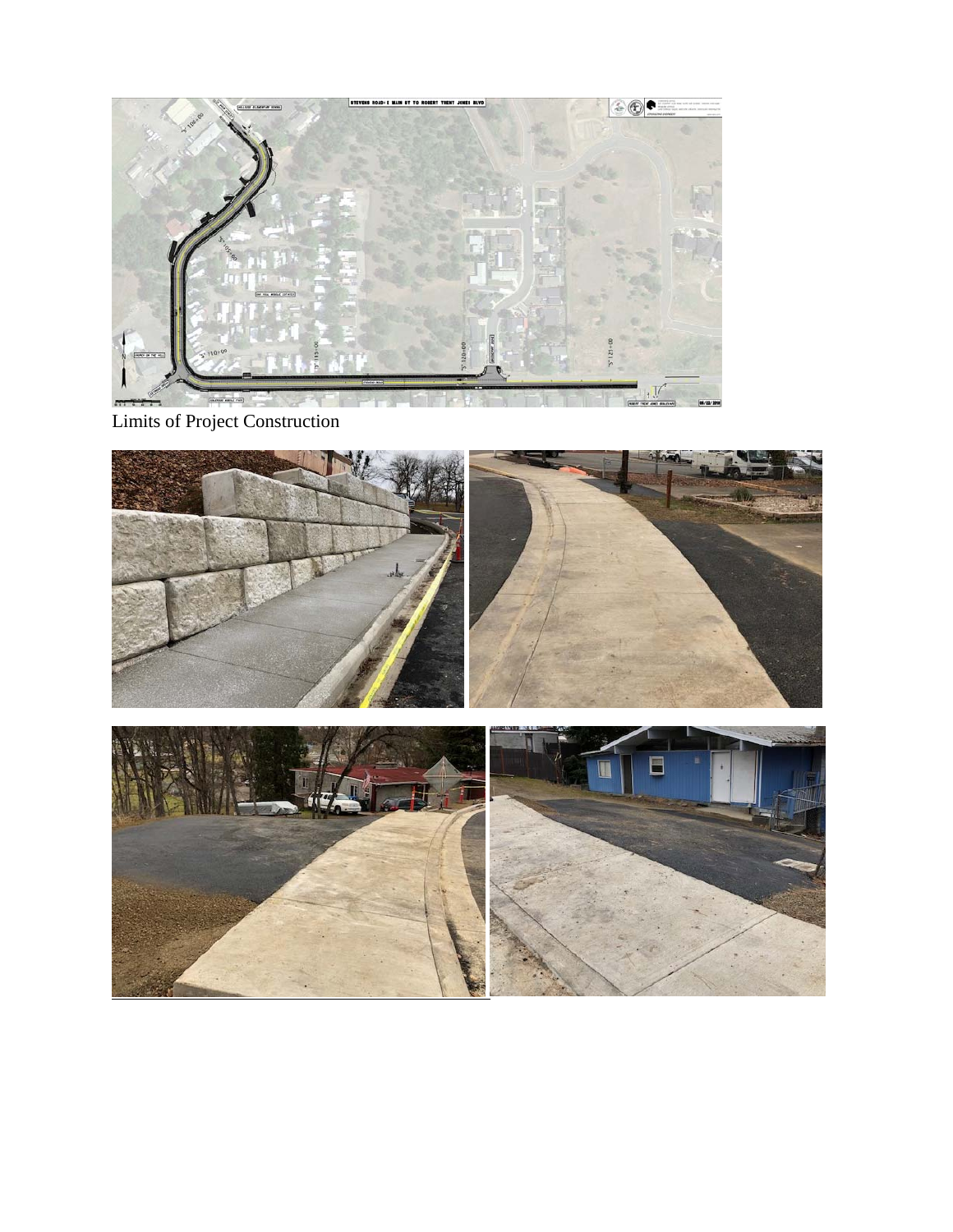Limits of Project Construction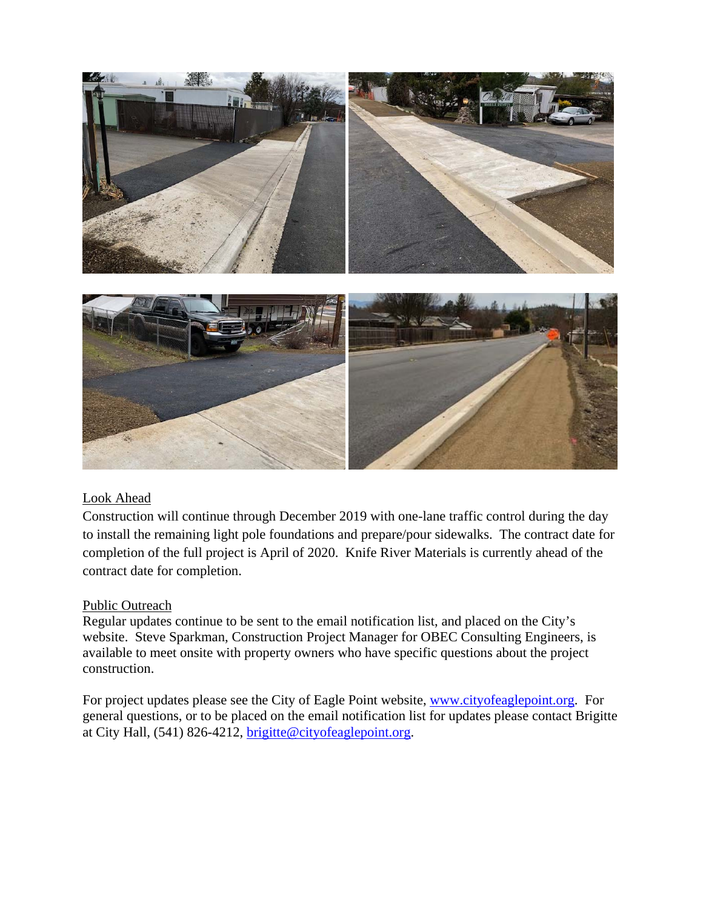<u>Look Ahead</u>

Construction will continue through December 2019 with one-lane traffic control during the day to install the remaining light pole foundations and prepare/pour sidewalks. The contract date for completion of the full project is April of 2020. Knife River Materials is currently ahead of the contract date for completion.

<u>Public Outreach</u>

Regular updates continue to be sent to the email notification list, and placed on the City's website. Steve Sparkman, Construction Project Manager for OBEC Consulting Engineers, is available to meet onsite with property owners who have specific questions about the project construction.

For project updates please see the City of Eagle Point website, [www.cityofeaglepoint.org](http://www.cityofeaglepoint.org). For general questions, or to be placed on the email notification list for updates please contact Brigitte at City Hall, (541) 826-4212, [brigitte@cityofeaglepoint.org](mailto:brigitte@cityofeaglepoint.org).